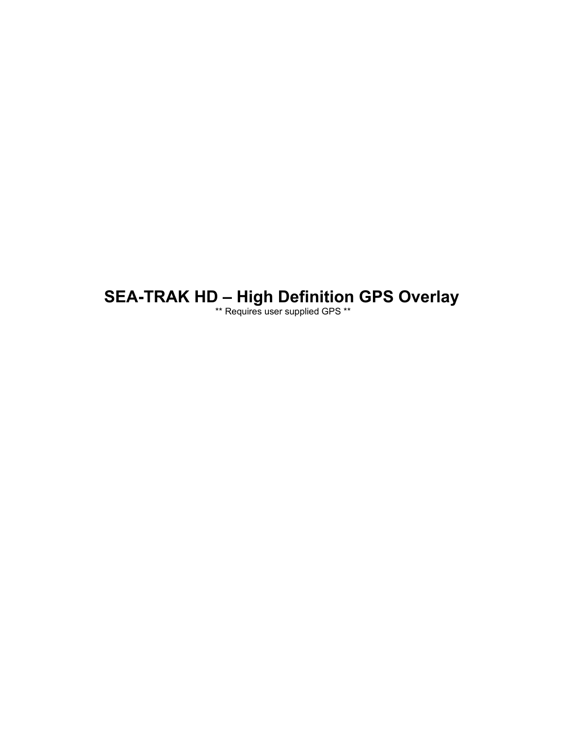# SEA-TRAK HD – High Definition GPS Overlay

** Requires user supplied GPS **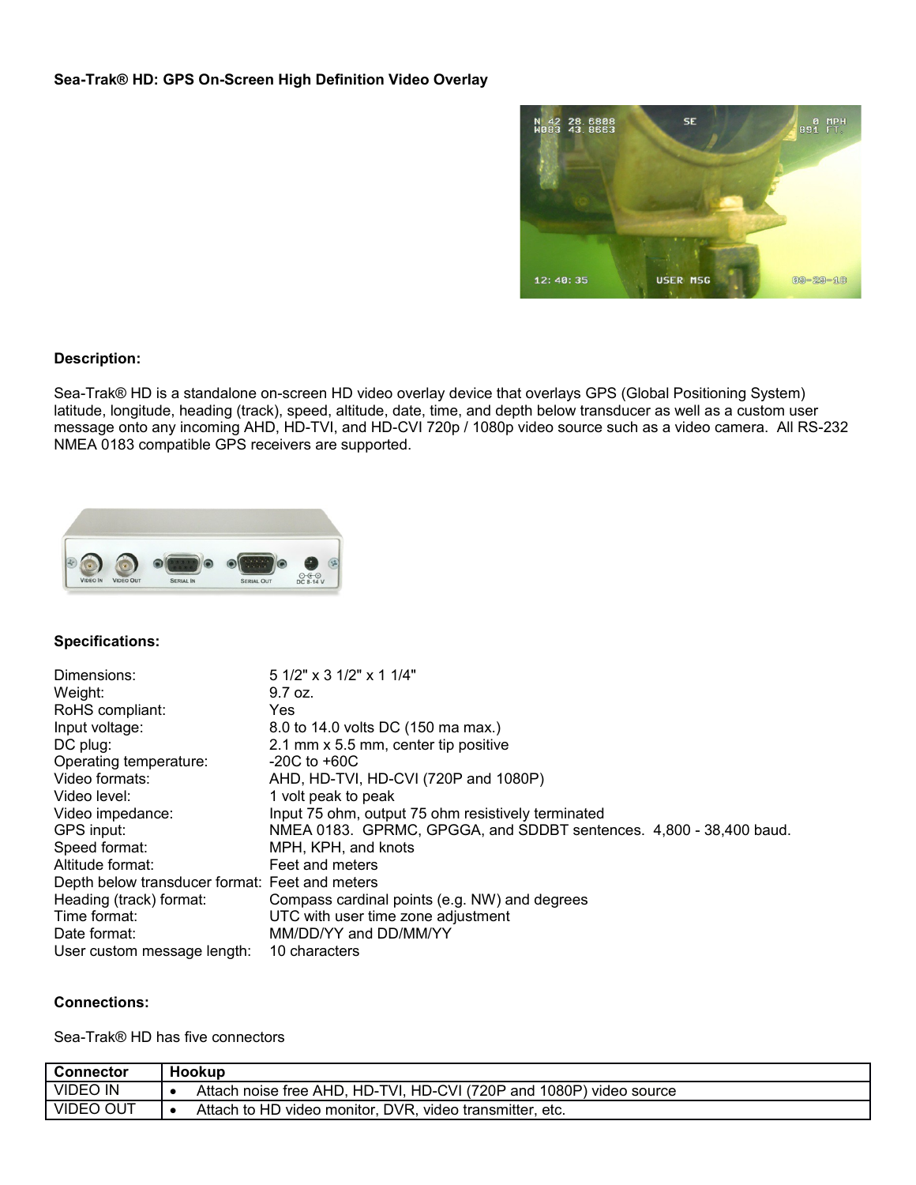**Sea-Trak® HD: GPS On-Screen High Definition Video Overlay**

**Description:**

Sea-Trak® HD is a standalone on-screen HD video overlay device that overlays GPS (Global Positioning System) latitude, longitude, heading (track), speed, altitude, date, time, and depth below transducer as well as a custom user message onto any incoming AHD, HD-TVI, and HD-CVI 720p / 1080p video source such as a video camera. All RS-232 NMEA 0183 compatible GPS receivers are supported.

**Specifications:**

| | |
|---|---|
| Dimensions: | 5 1/2" x 3 1/2" x 1 1/4" |
| Weight: | 9.7 oz. |
| RoHS compliant: | Yes |
| Input voltage: | 8.0 to 14.0 volts DC (150 ma max.) |
| DC plug: | 2.1 mm x 5.5 mm, center tip positive |
| Operating temperature: | -20C to +60C |
| Video formats: | AHD, HD-TVI, HD-CVI (720P and 1080P) |
| Video level: | 1 volt peak to peak |
| Video impedance: | Input 75 ohm, output 75 ohm resistively terminated |
| GPS input: | NMEA 0183. GPRMC, GPGGA, and SDDBT sentences. 4,800 - 38,400 baud. |
| Speed format: | MPH, KPH, and knots |
| Altitude format: | Feet and meters |
| Depth below transducer format: | Feet and meters |
| Heading (track) format: | Compass cardinal points (e.g. NW) and degrees |
| Time format: | UTC with user time zone adjustment |
| Date format: | MM/DD/YY and DD/MM/YY |
| User custom message length: | 10 characters |

**Connections:**

Sea-Trak® HD has five connectors

| Connector | Hookup |
|---|---|
| VIDEO IN | • Attach noise free AHD, HD-TVI, HD-CVI (720P and 1080P) video source |
| VIDEO OUT | • Attach to HD video monitor, DVR, video transmitter, etc. |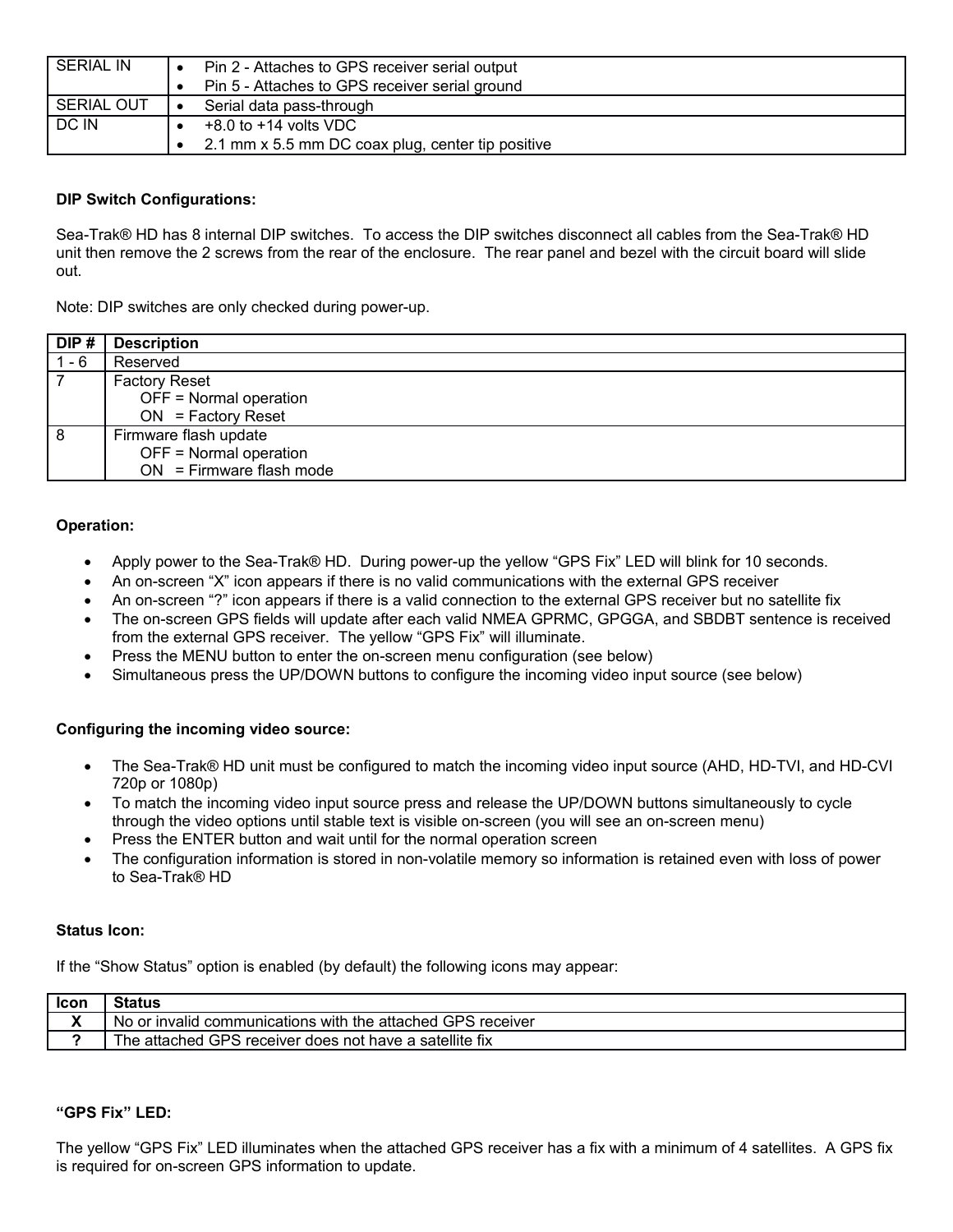| | |
|---|---|
| SERIAL IN | • Pin 2 - Attaches to GPS receiver serial output<br>• Pin 5 - Attaches to GPS receiver serial ground |
| SERIAL OUT | • Serial data pass-through |
| DC IN | • +8.0 to +14 volts VDC<br>• 2.1 mm x 5.5 mm DC coax plug, center tip positive |

**DIP Switch Configurations:**

Sea-Trak® HD has 8 internal DIP switches. To access the DIP switches disconnect all cables from the Sea-Trak® HD unit then remove the 2 screws from the rear of the enclosure. The rear panel and bezel with the circuit board will slide out.

Note: DIP switches are only checked during power-up.

| DIP # | Description |
|---|---|
| 1 - 6 | Reserved |
| 7 | Factory Reset<br>OFF = Normal operation<br>ON = Factory Reset |
| 8 | Firmware flash update<br>OFF = Normal operation<br>ON = Firmware flash mode |

**Operation:**

- Apply power to the Sea-Trak® HD. During power-up the yellow "GPS Fix" LED will blink for 10 seconds.
- An on-screen "X" icon appears if there is no valid communications with the external GPS receiver
- An on-screen "?" icon appears if there is a valid connection to the external GPS receiver but no satellite fix
- The on-screen GPS fields will update after each valid NMEA GPRMC, GPGGA, and SBDBT sentence is received from the external GPS receiver. The yellow "GPS Fix" will illuminate.
- Press the MENU button to enter the on-screen menu configuration (see below)
- Simultaneous press the UP/DOWN buttons to configure the incoming video input source (see below)

**Configuring the incoming video source:**

- The Sea-Trak® HD unit must be configured to match the incoming video input source (AHD, HD-TVI, and HD-CVI 720p or 1080p)
- To match the incoming video input source press and release the UP/DOWN buttons simultaneously to cycle through the video options until stable text is visible on-screen (you will see an on-screen menu)
- Press the ENTER button and wait until for the normal operation screen
- The configuration information is stored in non-volatile memory so information is retained even with loss of power to Sea-Trak® HD

**Status Icon:**

If the "Show Status" option is enabled (by default) the following icons may appear:

| Icon | Status |
|---|---|
| **X** | No or invalid communications with the attached GPS receiver |
| **?** | The attached GPS receiver does not have a satellite fix |

**"GPS Fix" LED:**

The yellow "GPS Fix" LED illuminates when the attached GPS receiver has a fix with a minimum of 4 satellites. A GPS fix is required for on-screen GPS information to update.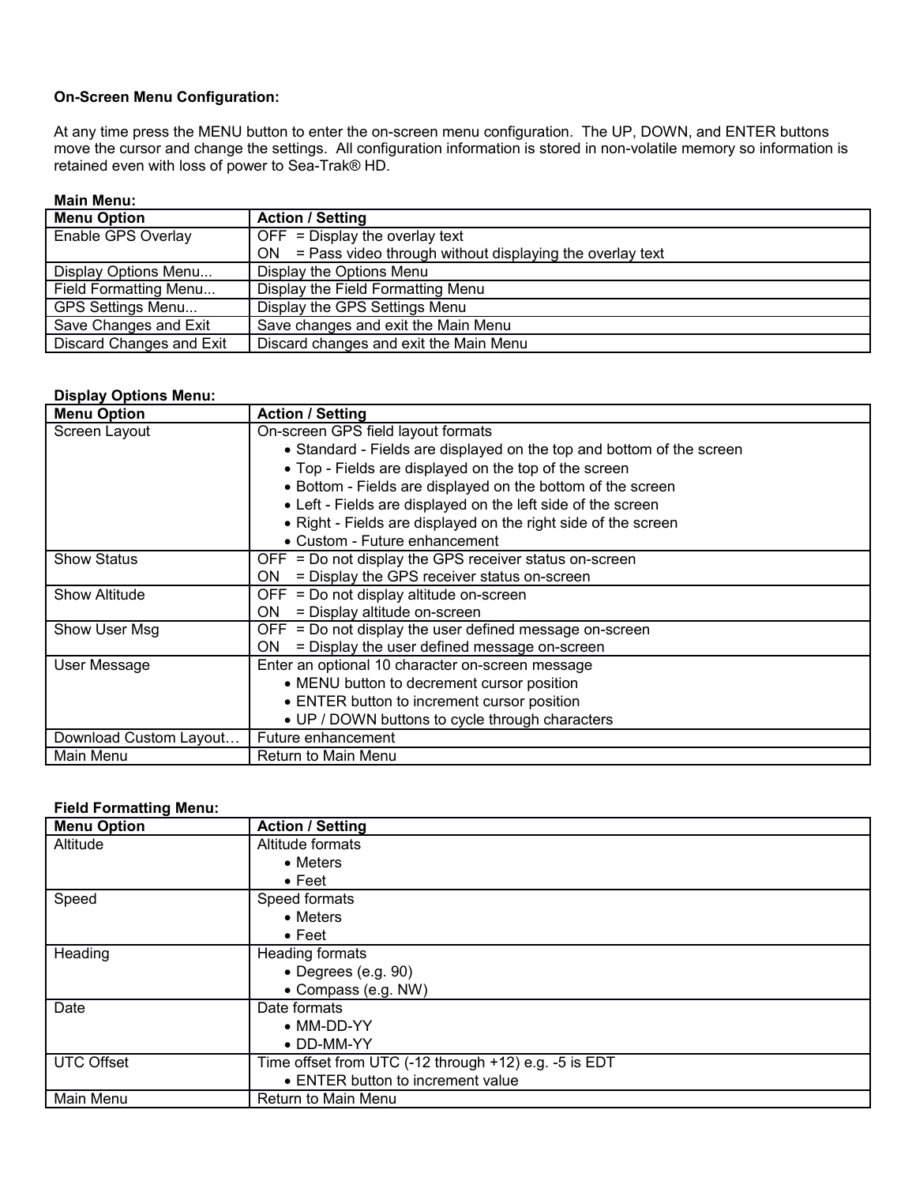**On-Screen Menu Configuration:**

At any time press the MENU button to enter the on-screen menu configuration. The UP, DOWN, and ENTER buttons move the cursor and change the settings. All configuration information is stored in non-volatile memory so information is retained even with loss of power to Sea-Trak® HD.

**Main Menu:**

| Menu Option | Action / Setting |
|---|---|
| Enable GPS Overlay | OFF = Display the overlay text<br>ON = Pass video through without displaying the overlay text |
| Display Options Menu... | Display the Options Menu |
| Field Formatting Menu... | Display the Field Formatting Menu |
| GPS Settings Menu... | Display the GPS Settings Menu |
| Save Changes and Exit | Save changes and exit the Main Menu |
| Discard Changes and Exit | Discard changes and exit the Main Menu |

**Display Options Menu:**

| Menu Option | Action / Setting |
|---|---|
| Screen Layout | On-screen GPS field layout formats<br>• Standard - Fields are displayed on the top and bottom of the screen<br>• Top - Fields are displayed on the top of the screen<br>• Bottom - Fields are displayed on the bottom of the screen<br>• Left - Fields are displayed on the left side of the screen<br>• Right - Fields are displayed on the right side of the screen<br>• Custom - Future enhancement |
| Show Status | OFF = Do not display the GPS receiver status on-screen<br>ON = Display the GPS receiver status on-screen |
| Show Altitude | OFF = Do not display altitude on-screen<br>ON = Display altitude on-screen |
| Show User Msg | OFF = Do not display the user defined message on-screen<br>ON = Display the user defined message on-screen |
| User Message | Enter an optional 10 character on-screen message<br>• MENU button to decrement cursor position<br>• ENTER button to increment cursor position<br>• UP / DOWN buttons to cycle through characters |
| Download Custom Layout… | Future enhancement |
| Main Menu | Return to Main Menu |

**Field Formatting Menu:**

| Menu Option | Action / Setting |
|---|---|
| Altitude | Altitude formats<br>• Meters<br>• Feet |
| Speed | Speed formats<br>• Meters<br>• Feet |
| Heading | Heading formats<br>• Degrees (e.g. 90)<br>• Compass (e.g. NW) |
| Date | Date formats<br>• MM-DD-YY<br>• DD-MM-YY |
| UTC Offset | Time offset from UTC (-12 through +12) e.g. -5 is EDT<br>• ENTER button to increment value |
| Main Menu | Return to Main Menu |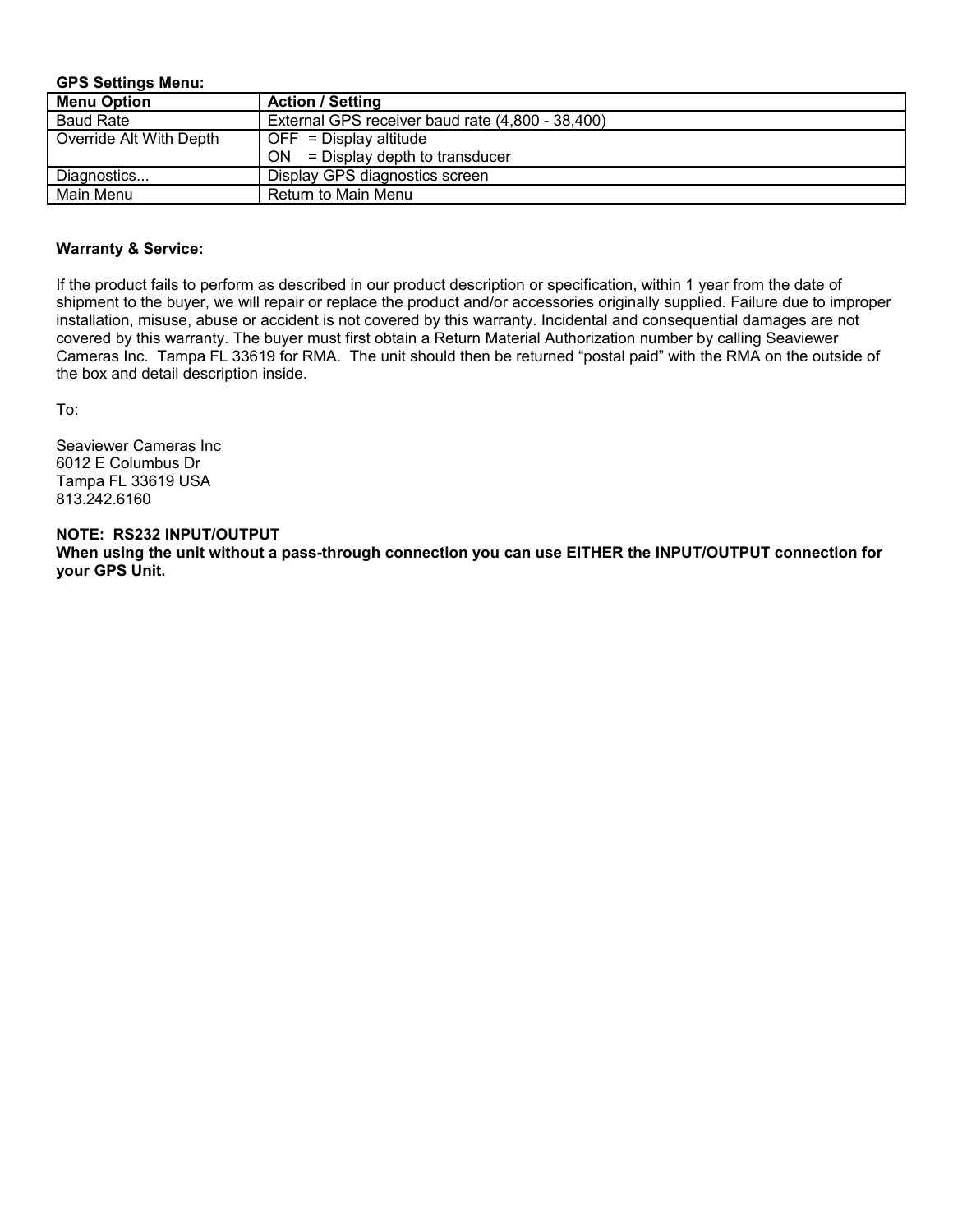**GPS Settings Menu:**

| Menu Option | Action / Setting |
| --- | --- |
| Baud Rate | External GPS receiver baud rate (4,800 - 38,400) |
| Override Alt With Depth | OFF = Display altitude<br>ON = Display depth to transducer |
| Diagnostics... | Display GPS diagnostics screen |
| Main Menu | Return to Main Menu |

**Warranty & Service:**

If the product fails to perform as described in our product description or specification, within 1 year from the date of shipment to the buyer, we will repair or replace the product and/or accessories originally supplied. Failure due to improper installation, misuse, abuse or accident is not covered by this warranty. Incidental and consequential damages are not covered by this warranty. The buyer must first obtain a Return Material Authorization number by calling Seaviewer Cameras Inc. Tampa FL 33619 for RMA. The unit should then be returned "postal paid" with the RMA on the outside of the box and detail description inside.

To:

Seaviewer Cameras Inc
6012 E Columbus Dr
Tampa FL 33619 USA
813.242.6160

**NOTE: RS232 INPUT/OUTPUT**
**When using the unit without a pass-through connection you can use EITHER the INPUT/OUTPUT connection for your GPS Unit.**